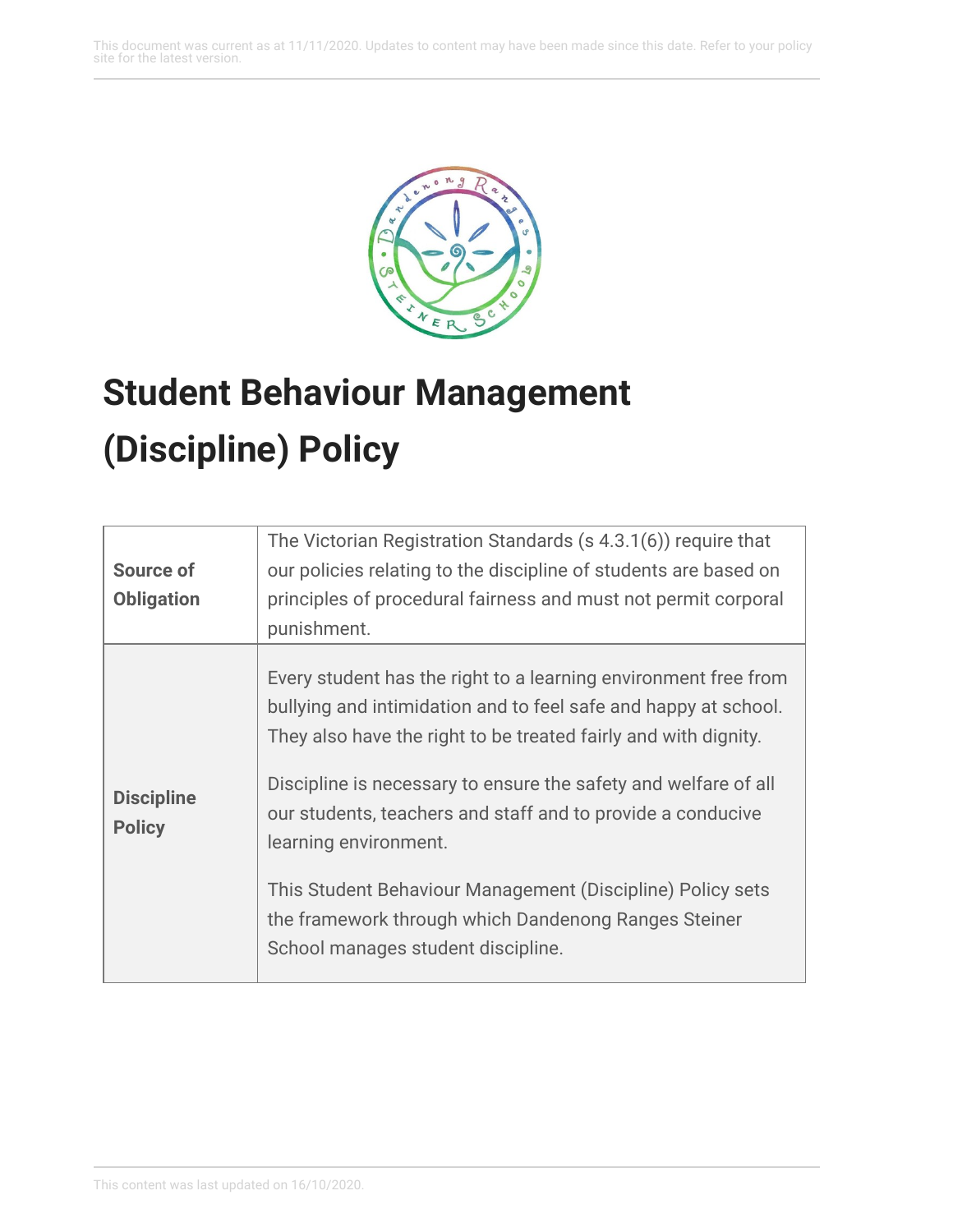# Student Behaviour Management (Discipline) Policy

| | |
|---|---|
| **Source of Obligation** | The Victorian Registration Standards (s 4.3.1(6)) require that our policies relating to the discipline of students are based on principles of procedural fairness and must not permit corporal punishment. |
| **Discipline Policy** | Every student has the right to a learning environment free from bullying and intimidation and to feel safe and happy at school. They also have the right to be treated fairly and with dignity.<br><br>Discipline is necessary to ensure the safety and welfare of all our students, teachers and staff and to provide a conducive learning environment.<br><br>This Student Behaviour Management (Discipline) Policy sets the framework through which Dandenong Ranges Steiner School manages student discipline. |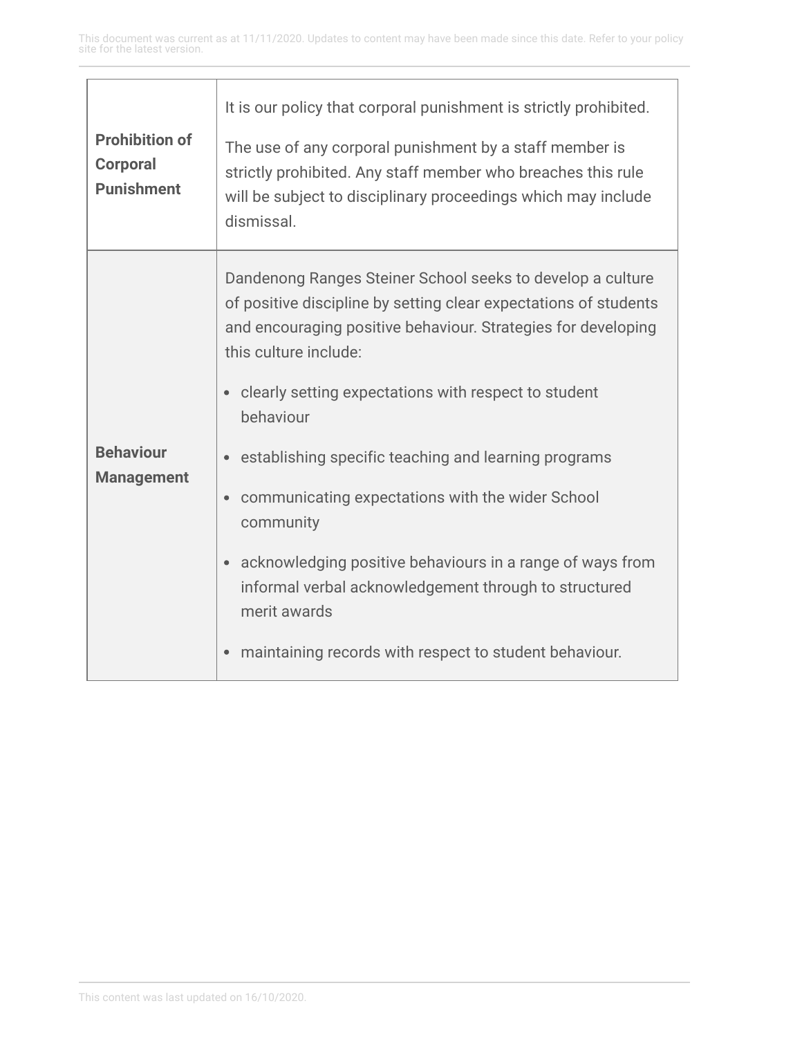| | |
|---|---|
| **Prohibition of Corporal Punishment** | It is our policy that corporal punishment is strictly prohibited.<br><br>The use of any corporal punishment by a staff member is strictly prohibited. Any staff member who breaches this rule will be subject to disciplinary proceedings which may include dismissal. |
| **Behaviour Management** | Dandenong Ranges Steiner School seeks to develop a culture of positive discipline by setting clear expectations of students and encouraging positive behaviour. Strategies for developing this culture include:<br><br>• clearly setting expectations with respect to student behaviour<br>• establishing specific teaching and learning programs<br>• communicating expectations with the wider School community<br>• acknowledging positive behaviours in a range of ways from informal verbal acknowledgement through to structured merit awards<br>• maintaining records with respect to student behaviour. |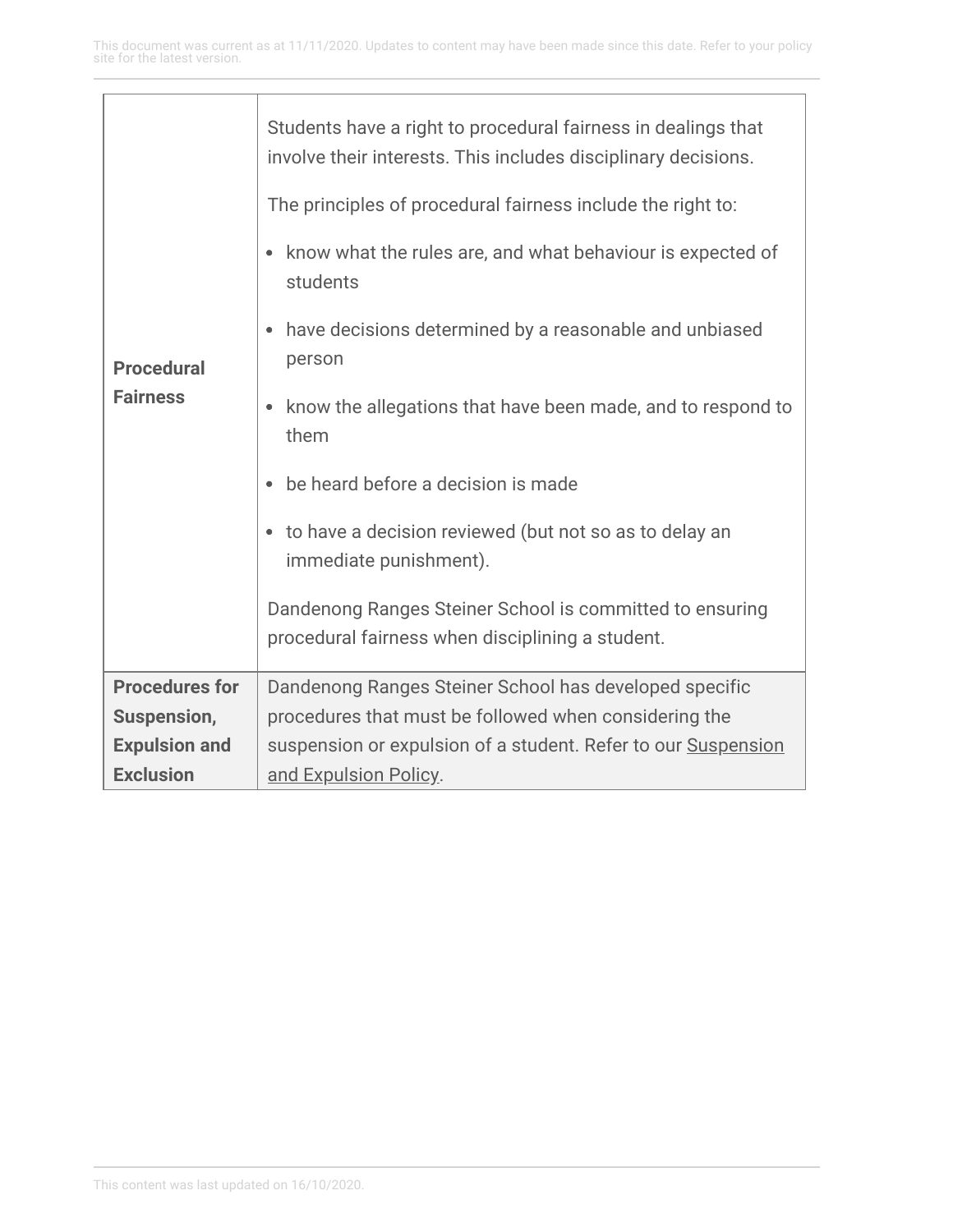| | |
|---|---|
| **Procedural Fairness** | Students have a right to procedural fairness in dealings that involve their interests. This includes disciplinary decisions.<br><br>The principles of procedural fairness include the right to:<br><br>• know what the rules are, and what behaviour is expected of students<br>• have decisions determined by a reasonable and unbiased person<br>• know the allegations that have been made, and to respond to them<br>• be heard before a decision is made<br>• to have a decision reviewed (but not so as to delay an immediate punishment).<br><br>Dandenong Ranges Steiner School is committed to ensuring procedural fairness when disciplining a student. |
| **Procedures for Suspension, Expulsion and Exclusion** | Dandenong Ranges Steiner School has developed specific procedures that must be followed when considering the suspension or expulsion of a student. Refer to our Suspension and Expulsion Policy. |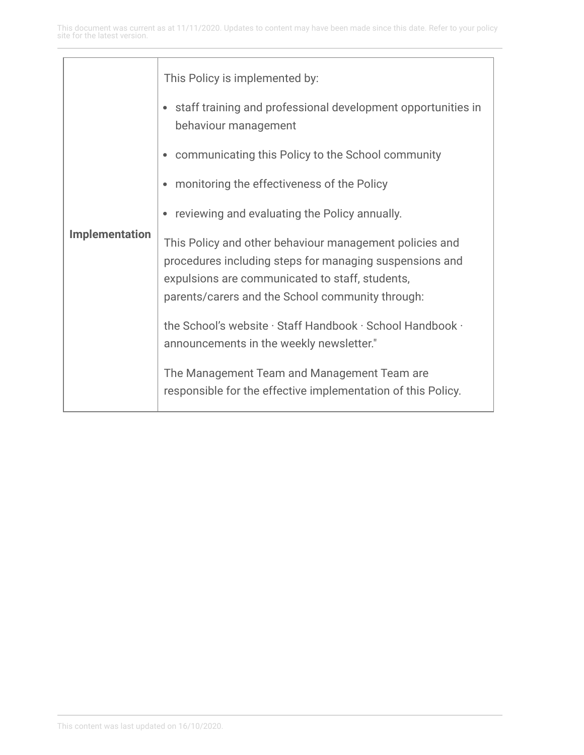| | |
|---|---|
| **Implementation** | This Policy is implemented by:<br><br>• staff training and professional development opportunities in behaviour management<br>• communicating this Policy to the School community<br>• monitoring the effectiveness of the Policy<br>• reviewing and evaluating the Policy annually.<br><br>This Policy and other behaviour management policies and procedures including steps for managing suspensions and expulsions are communicated to staff, students, parents/carers and the School community through:<br><br>the School's website · Staff Handbook · School Handbook · announcements in the weekly newsletter."<br><br>The Management Team and Management Team are responsible for the effective implementation of this Policy. |